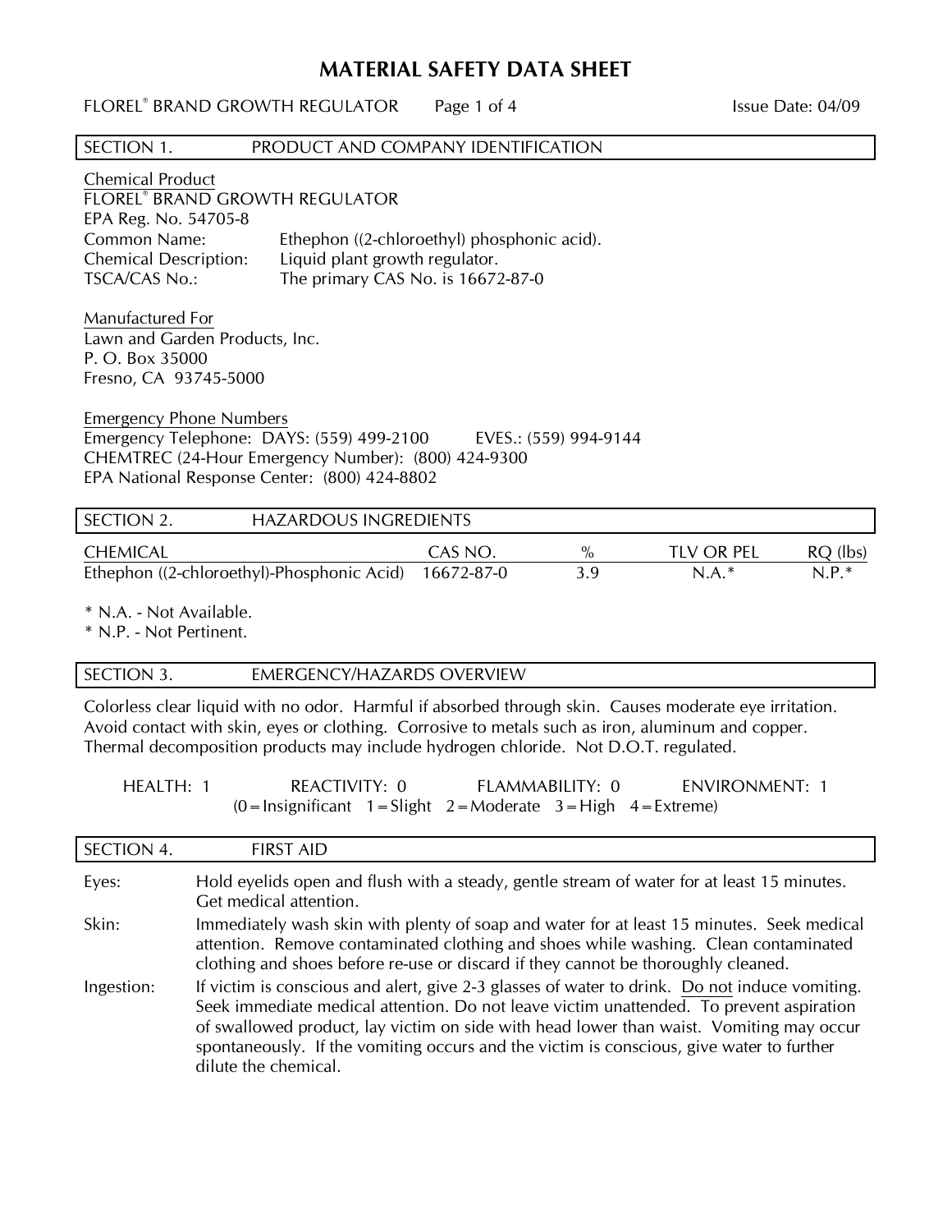# MATERIAL SAFETY DATA SHEET

FLOREL® BRAND GROWTH REGULATOR Issue Date: 04/09

## SECTION 1. PRODUCT AND COMPANY IDENTIFICATION

Chemical Product
FLOREL® BRAND GROWTH REGULATOR
EPA Reg. No. 54705-8
Common Name: Ethephon ((2-chloroethyl) phosphonic acid).
Chemical Description: Liquid plant growth regulator.
TSCA/CAS No.: The primary CAS No. is 16672-87-0

Manufactured For
Lawn and Garden Products, Inc.
P. O. Box 35000
Fresno, CA 93745-5000

Emergency Phone Numbers
Emergency Telephone: DAYS: (559) 499-2100 EVES.: (559) 994-9144
CHEMTREC (24-Hour Emergency Number): (800) 424-9300
EPA National Response Center: (800) 424-8802

## SECTION 2. HAZARDOUS INGREDIENTS

| CHEMICAL | CAS NO. | % | TLV OR PEL | RQ (lbs) |
|---|---|---|---|---|
| Ethephon ((2-chloroethyl)-Phosphonic Acid) | 16672-87-0 | 3.9 | N.A.* | N.P.* |

\* N.A. - Not Available.
\* N.P. - Not Pertinent.

## SECTION 3. EMERGENCY/HAZARDS OVERVIEW

Colorless clear liquid with no odor. Harmful if absorbed through skin. Causes moderate eye irritation. Avoid contact with skin, eyes or clothing. Corrosive to metals such as iron, aluminum and copper. Thermal decomposition products may include hydrogen chloride. Not D.O.T. regulated.

HEALTH: 1 REACTIVITY: 0 FLAMMABILITY: 0 ENVIRONMENT: 1
(0 = Insignificant 1 = Slight 2 = Moderate 3 = High 4 = Extreme)

## SECTION 4. FIRST AID

**Eyes:** Hold eyelids open and flush with a steady, gentle stream of water for at least 15 minutes. Get medical attention.

**Skin:** Immediately wash skin with plenty of soap and water for at least 15 minutes. Seek medical attention. Remove contaminated clothing and shoes while washing. Clean contaminated clothing and shoes before re-use or discard if they cannot be thoroughly cleaned.

**Ingestion:** If victim is conscious and alert, give 2-3 glasses of water to drink. Do not induce vomiting. Seek immediate medical attention. Do not leave victim unattended. To prevent aspiration of swallowed product, lay victim on side with head lower than waist. Vomiting may occur spontaneously. If the vomiting occurs and the victim is conscious, give water to further dilute the chemical.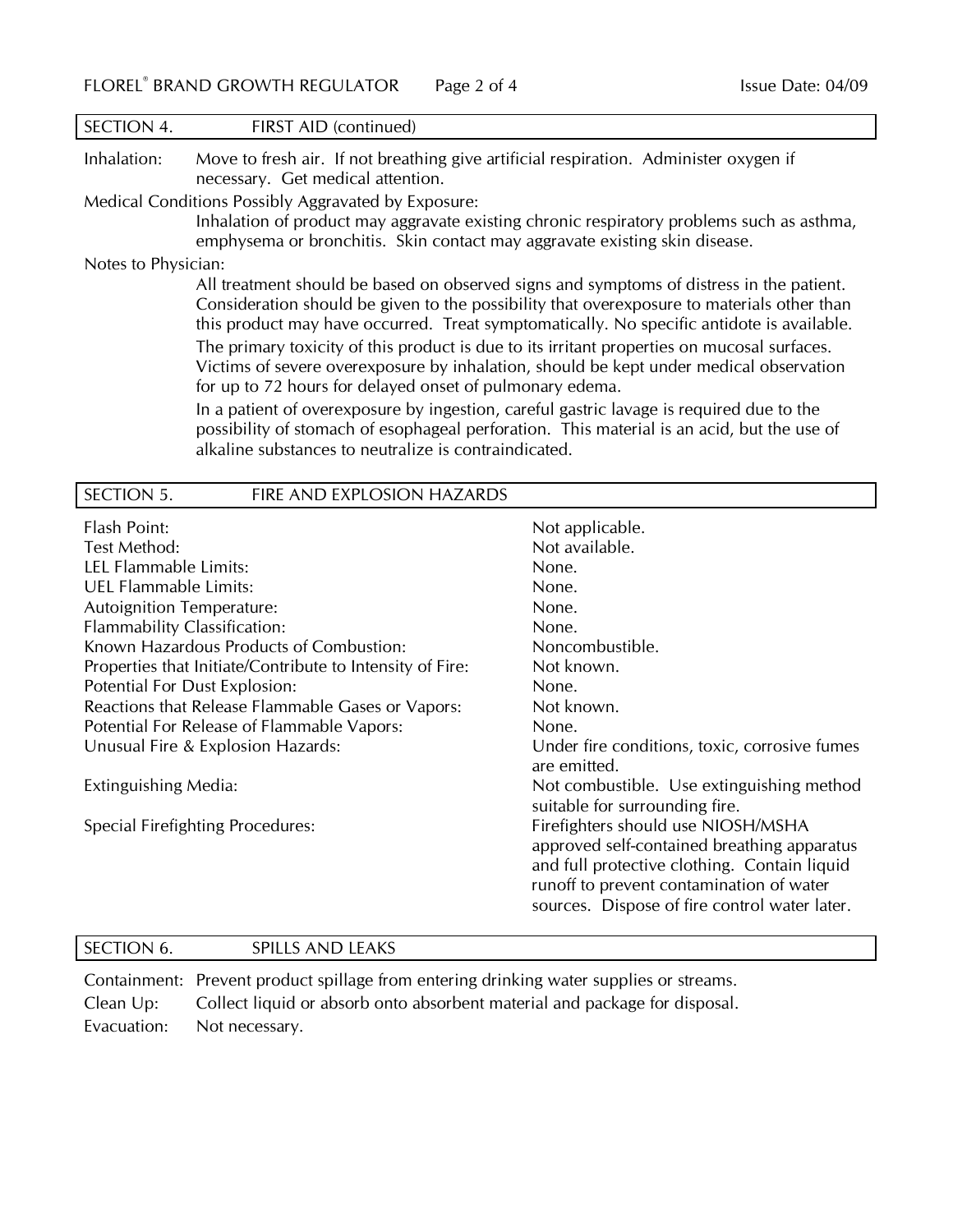## SECTION 4. FIRST AID (continued)

**Inhalation:** Move to fresh air. If not breathing give artificial respiration. Administer oxygen if necessary. Get medical attention.

**Medical Conditions Possibly Aggravated by Exposure:**

Inhalation of product may aggravate existing chronic respiratory problems such as asthma, emphysema or bronchitis. Skin contact may aggravate existing skin disease.

**Notes to Physician:**

All treatment should be based on observed signs and symptoms of distress in the patient. Consideration should be given to the possibility that overexposure to materials other than this product may have occurred. Treat symptomatically. No specific antidote is available.

The primary toxicity of this product is due to its irritant properties on mucosal surfaces. Victims of severe overexposure by inhalation, should be kept under medical observation for up to 72 hours for delayed onset of pulmonary edema.

In a patient of overexposure by ingestion, careful gastric lavage is required due to the possibility of stomach of esophageal perforation. This material is an acid, but the use of alkaline substances to neutralize is contraindicated.

## SECTION 5. FIRE AND EXPLOSION HAZARDS

| | |
|---|---|
| Flash Point: | Not applicable. |
| Test Method: | Not available. |
| LEL Flammable Limits: | None. |
| UEL Flammable Limits: | None. |
| Autoignition Temperature: | None. |
| Flammability Classification: | None. |
| Known Hazardous Products of Combustion: | Noncombustible. |
| Properties that Initiate/Contribute to Intensity of Fire: | Not known. |
| Potential For Dust Explosion: | None. |
| Reactions that Release Flammable Gases or Vapors: | Not known. |
| Potential For Release of Flammable Vapors: | None. |
| Unusual Fire & Explosion Hazards: | Under fire conditions, toxic, corrosive fumes are emitted. |
| Extinguishing Media: | Not combustible. Use extinguishing method suitable for surrounding fire. |
| Special Firefighting Procedures: | Firefighters should use NIOSH/MSHA approved self-contained breathing apparatus and full protective clothing. Contain liquid runoff to prevent contamination of water sources. Dispose of fire control water later. |

## SECTION 6. SPILLS AND LEAKS

**Containment:** Prevent product spillage from entering drinking water supplies or streams.

**Clean Up:** Collect liquid or absorb onto absorbent material and package for disposal.

**Evacuation:** Not necessary.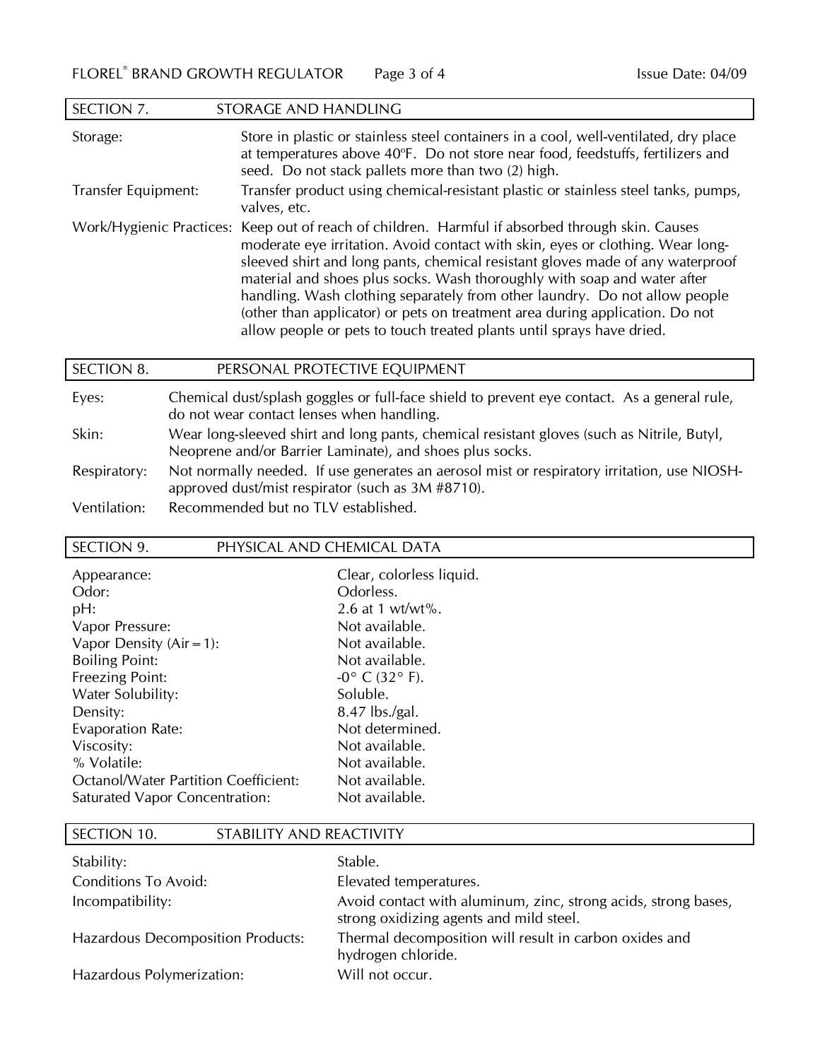## SECTION 7. STORAGE AND HANDLING

| | |
|---|---|
| Storage: | Store in plastic or stainless steel containers in a cool, well-ventilated, dry place at temperatures above 40ºF. Do not store near food, feedstuffs, fertilizers and seed. Do not stack pallets more than two (2) high. |
| Transfer Equipment: | Transfer product using chemical-resistant plastic or stainless steel tanks, pumps, valves, etc. |
| Work/Hygienic Practices: | Keep out of reach of children. Harmful if absorbed through skin. Causes moderate eye irritation. Avoid contact with skin, eyes or clothing. Wear long-sleeved shirt and long pants, chemical resistant gloves made of any waterproof material and shoes plus socks. Wash thoroughly with soap and water after handling. Wash clothing separately from other laundry. Do not allow people (other than applicator) or pets on treatment area during application. Do not allow people or pets to touch treated plants until sprays have dried. |

## SECTION 8. PERSONAL PROTECTIVE EQUIPMENT

| | |
|---|---|
| Eyes: | Chemical dust/splash goggles or full-face shield to prevent eye contact. As a general rule, do not wear contact lenses when handling. |
| Skin: | Wear long-sleeved shirt and long pants, chemical resistant gloves (such as Nitrile, Butyl, Neoprene and/or Barrier Laminate), and shoes plus socks. |
| Respiratory: | Not normally needed. If use generates an aerosol mist or respiratory irritation, use NIOSH-approved dust/mist respirator (such as 3M #8710). |
| Ventilation: | Recommended but no TLV established. |

## SECTION 9. PHYSICAL AND CHEMICAL DATA

| | |
|---|---|
| Appearance: | Clear, colorless liquid. |
| Odor: | Odorless. |
| pH: | 2.6 at 1 wt/wt%. |
| Vapor Pressure: | Not available. |
| Vapor Density (Air = 1): | Not available. |
| Boiling Point: | Not available. |
| Freezing Point: | -0° C (32° F). |
| Water Solubility: | Soluble. |
| Density: | 8.47 lbs./gal. |
| Evaporation Rate: | Not determined. |
| Viscosity: | Not available. |
| % Volatile: | Not available. |
| Octanol/Water Partition Coefficient: | Not available. |
| Saturated Vapor Concentration: | Not available. |

## SECTION 10. STABILITY AND REACTIVITY

| | |
|---|---|
| Stability: | Stable. |
| Conditions To Avoid: | Elevated temperatures. |
| Incompatibility: | Avoid contact with aluminum, zinc, strong acids, strong bases, strong oxidizing agents and mild steel. |
| Hazardous Decomposition Products: | Thermal decomposition will result in carbon oxides and hydrogen chloride. |
| Hazardous Polymerization: | Will not occur. |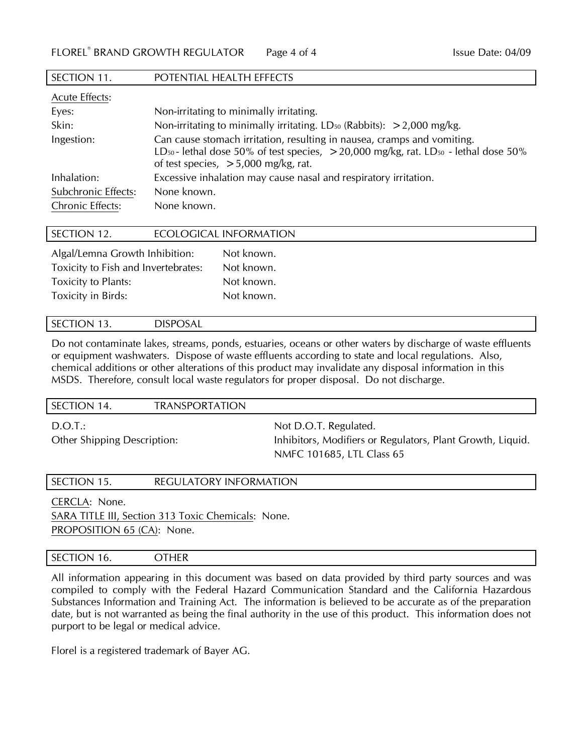## SECTION 11. POTENTIAL HEALTH EFFECTS

| | |
|---|---|
| Acute Effects: | |
| Eyes: | Non-irritating to minimally irritating. |
| Skin: | Non-irritating to minimally irritating. $LD_{50}$ (Rabbits): > 2,000 mg/kg. |
| Ingestion: | Can cause stomach irritation, resulting in nausea, cramps and vomiting. $LD_{50}$ - lethal dose 50% of test species, > 20,000 mg/kg, rat. $LD_{50}$ - lethal dose 50% of test species, > 5,000 mg/kg, rat. |
| Inhalation: | Excessive inhalation may cause nasal and respiratory irritation. |
| Subchronic Effects: | None known. |
| Chronic Effects: | None known. |

## SECTION 12. ECOLOGICAL INFORMATION

| | |
|---|---|
| Algal/Lemna Growth Inhibition: | Not known. |
| Toxicity to Fish and Invertebrates: | Not known. |
| Toxicity to Plants: | Not known. |
| Toxicity in Birds: | Not known. |

## SECTION 13. DISPOSAL

Do not contaminate lakes, streams, ponds, estuaries, oceans or other waters by discharge of waste effluents or equipment washwaters. Dispose of waste effluents according to state and local regulations. Also, chemical additions or other alterations of this product may invalidate any disposal information in this MSDS. Therefore, consult local waste regulators for proper disposal. Do not discharge.

## SECTION 14. TRANSPORTATION

| | |
|---|---|
| D.O.T.: | Not D.O.T. Regulated. |
| Other Shipping Description: | Inhibitors, Modifiers or Regulators, Plant Growth, Liquid. NMFC 101685, LTL Class 65 |

## SECTION 15. REGULATORY INFORMATION

CERCLA: None.

SARA TITLE III, Section 313 Toxic Chemicals: None.

PROPOSITION 65 (CA): None.

## SECTION 16. OTHER

All information appearing in this document was based on data provided by third party sources and was compiled to comply with the Federal Hazard Communication Standard and the California Hazardous Substances Information and Training Act. The information is believed to be accurate as of the preparation date, but is not warranted as being the final authority in the use of this product. This information does not purport to be legal or medical advice.

Florel is a registered trademark of Bayer AG.